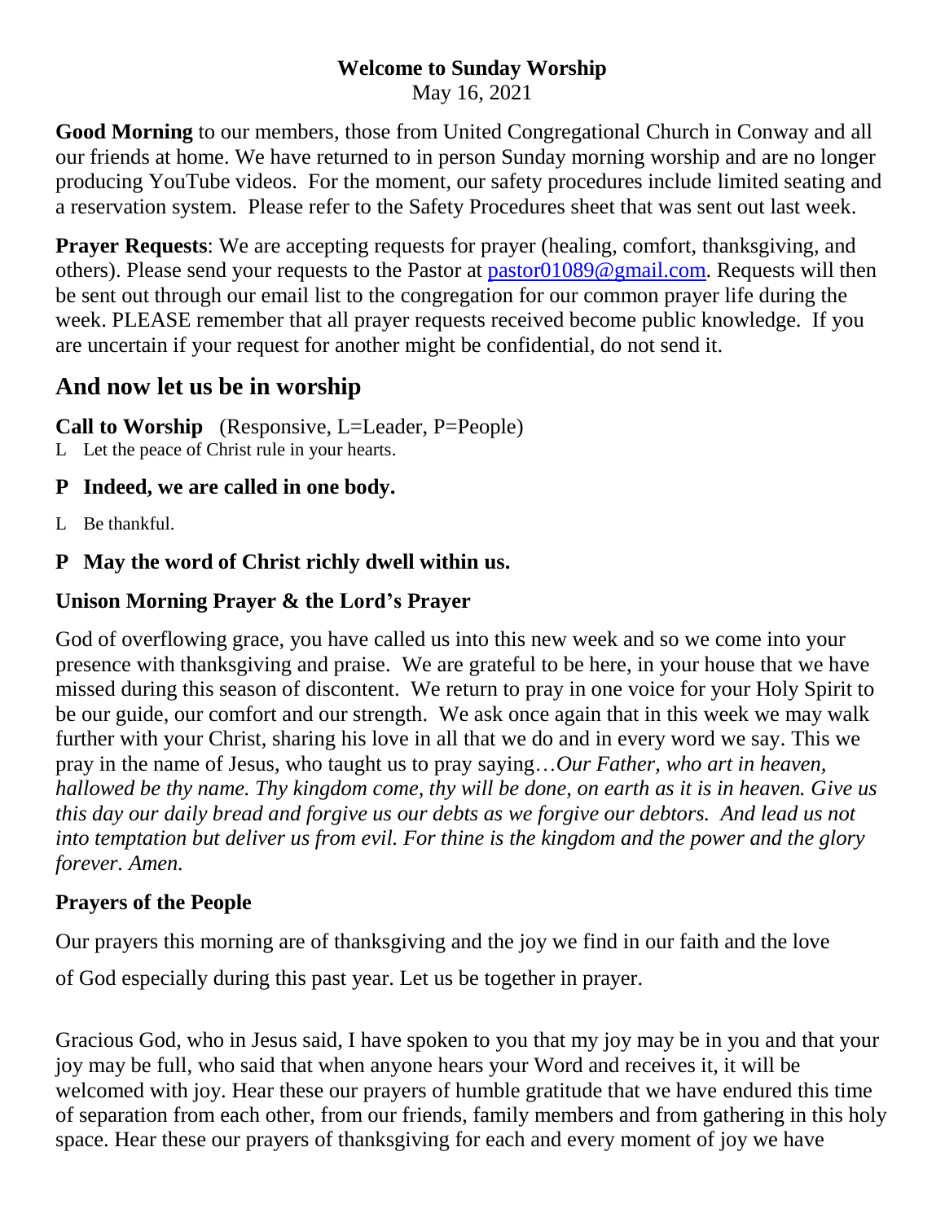**Welcome to Sunday Worship**
May 16, 2021

**Good Morning** to our members, those from United Congregational Church in Conway and all our friends at home. We have returned to in person Sunday morning worship and are no longer producing YouTube videos. For the moment, our safety procedures include limited seating and a reservation system. Please refer to the Safety Procedures sheet that was sent out last week.

**Prayer Requests**: We are accepting requests for prayer (healing, comfort, thanksgiving, and others). Please send your requests to the Pastor at pastor01089@gmail.com. Requests will then be sent out through our email list to the congregation for our common prayer life during the week. PLEASE remember that all prayer requests received become public knowledge. If you are uncertain if your request for another might be confidential, do not send it.

## And now let us be in worship

**Call to Worship** (Responsive, L=Leader, P=People)

L Let the peace of Christ rule in your hearts.

**P Indeed, we are called in one body.**

L Be thankful.

**P May the word of Christ richly dwell within us.**

**Unison Morning Prayer & the Lord's Prayer**

God of overflowing grace, you have called us into this new week and so we come into your presence with thanksgiving and praise. We are grateful to be here, in your house that we have missed during this season of discontent. We return to pray in one voice for your Holy Spirit to be our guide, our comfort and our strength. We ask once again that in this week we may walk further with your Christ, sharing his love in all that we do and in every word we say. This we pray in the name of Jesus, who taught us to pray saying…*Our Father, who art in heaven, hallowed be thy name. Thy kingdom come, thy will be done, on earth as it is in heaven. Give us this day our daily bread and forgive us our debts as we forgive our debtors. And lead us not into temptation but deliver us from evil. For thine is the kingdom and the power and the glory forever. Amen.*

**Prayers of the People**

Our prayers this morning are of thanksgiving and the joy we find in our faith and the love of God especially during this past year. Let us be together in prayer.

Gracious God, who in Jesus said, I have spoken to you that my joy may be in you and that your joy may be full, who said that when anyone hears your Word and receives it, it will be welcomed with joy. Hear these our prayers of humble gratitude that we have endured this time of separation from each other, from our friends, family members and from gathering in this holy space. Hear these our prayers of thanksgiving for each and every moment of joy we have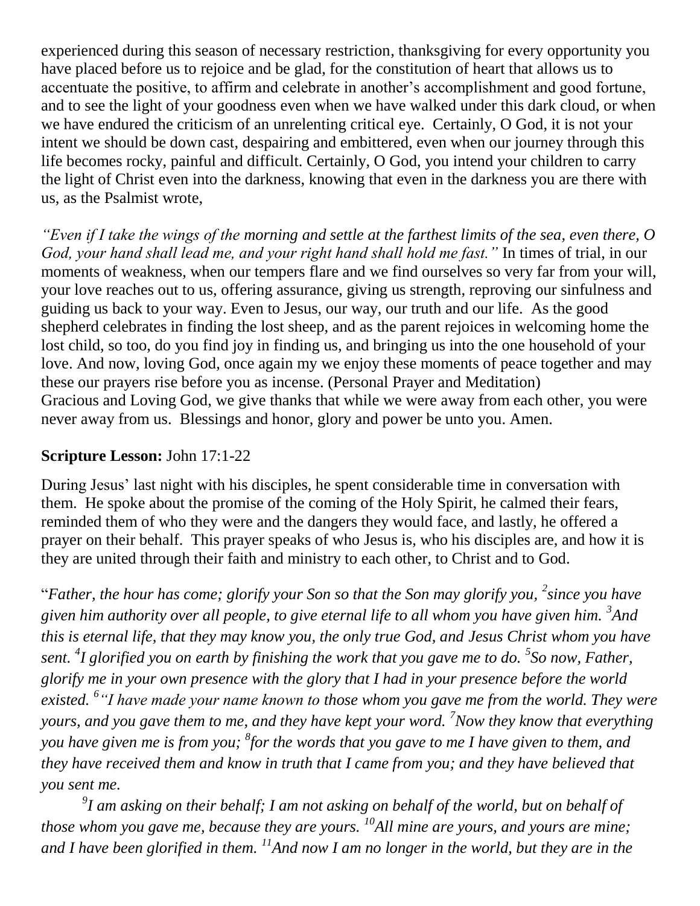experienced during this season of necessary restriction, thanksgiving for every opportunity you have placed before us to rejoice and be glad, for the constitution of heart that allows us to accentuate the positive, to affirm and celebrate in another's accomplishment and good fortune, and to see the light of your goodness even when we have walked under this dark cloud, or when we have endured the criticism of an unrelenting critical eye. Certainly, O God, it is not your intent we should be down cast, despairing and embittered, even when our journey through this life becomes rocky, painful and difficult. Certainly, O God, you intend your children to carry the light of Christ even into the darkness, knowing that even in the darkness you are there with us, as the Psalmist wrote,

*"Even if I take the wings of the morning and settle at the farthest limits of the sea, even there, O God, your hand shall lead me, and your right hand shall hold me fast."* In times of trial, in our moments of weakness, when our tempers flare and we find ourselves so very far from your will, your love reaches out to us, offering assurance, giving us strength, reproving our sinfulness and guiding us back to your way. Even to Jesus, our way, our truth and our life. As the good shepherd celebrates in finding the lost sheep, and as the parent rejoices in welcoming home the lost child, so too, do you find joy in finding us, and bringing us into the one household of your love. And now, loving God, once again my we enjoy these moments of peace together and may these our prayers rise before you as incense. (Personal Prayer and Meditation)
Gracious and Loving God, we give thanks that while we were away from each other, you were never away from us. Blessings and honor, glory and power be unto you. Amen.

**Scripture Lesson:** John 17:1-22

During Jesus' last night with his disciples, he spent considerable time in conversation with them. He spoke about the promise of the coming of the Holy Spirit, he calmed their fears, reminded them of who they were and the dangers they would face, and lastly, he offered a prayer on their behalf. This prayer speaks of who Jesus is, who his disciples are, and how it is they are united through their faith and ministry to each other, to Christ and to God.

"*Father, the hour has come; glorify your Son so that the Son may glorify you, [2]since you have given him authority over all people, to give eternal life to all whom you have given him. [3]And this is eternal life, that they may know you, the only true God, and Jesus Christ whom you have sent. [4]I glorified you on earth by finishing the work that you gave me to do. [5]So now, Father, glorify me in your own presence with the glory that I had in your presence before the world existed. [6]"I have made your name known to those whom you gave me from the world. They were yours, and you gave them to me, and they have kept your word. [7]Now they know that everything you have given me is from you; [8]for the words that you gave to me I have given to them, and they have received them and know in truth that I came from you; and they have believed that you sent me.*

*[9]I am asking on their behalf; I am not asking on behalf of the world, but on behalf of those whom you gave me, because they are yours. [10]All mine are yours, and yours are mine; and I have been glorified in them. [11]And now I am no longer in the world, but they are in the*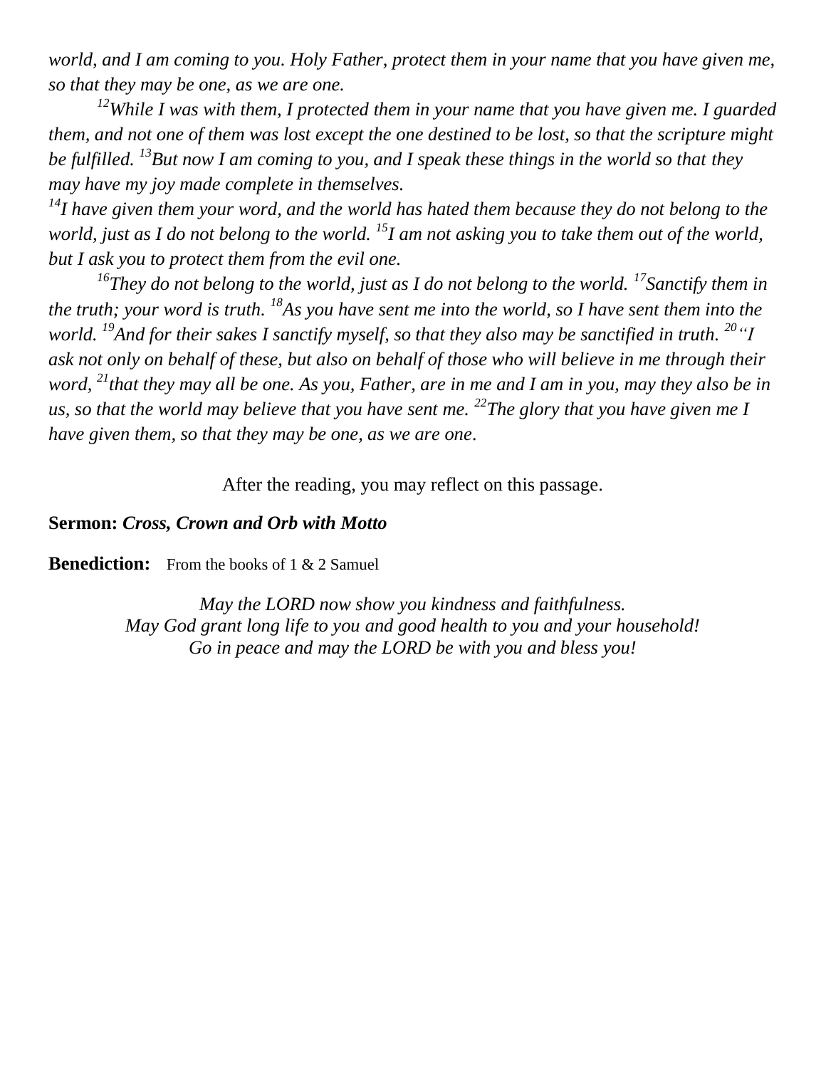*world, and I am coming to you. Holy Father, protect them in your name that you have given me, so that they may be one, as we are one.*

[12]*While I was with them, I protected them in your name that you have given me. I guarded them, and not one of them was lost except the one destined to be lost, so that the scripture might be fulfilled.* [13]*But now I am coming to you, and I speak these things in the world so that they may have my joy made complete in themselves.*

[14]*I have given them your word, and the world has hated them because they do not belong to the world, just as I do not belong to the world.* [15]*I am not asking you to take them out of the world, but I ask you to protect them from the evil one.*

[16]*They do not belong to the world, just as I do not belong to the world.* [17]*Sanctify them in the truth; your word is truth.* [18]*As you have sent me into the world, so I have sent them into the world.* [19]*And for their sakes I sanctify myself, so that they also may be sanctified in truth.* [20]*"I ask not only on behalf of these, but also on behalf of those who will believe in me through their word,* [21]*that they may all be one. As you, Father, are in me and I am in you, may they also be in us, so that the world may believe that you have sent me.* [22]*The glory that you have given me I have given them, so that they may be one, as we are one.*

After the reading, you may reflect on this passage.

**Sermon:** ***Cross, Crown and Orb with Motto***

**Benediction:** From the books of 1 & 2 Samuel

*May the LORD now show you kindness and faithfulness.*
*May God grant long life to you and good health to you and your household!*
*Go in peace and may the LORD be with you and bless you!*